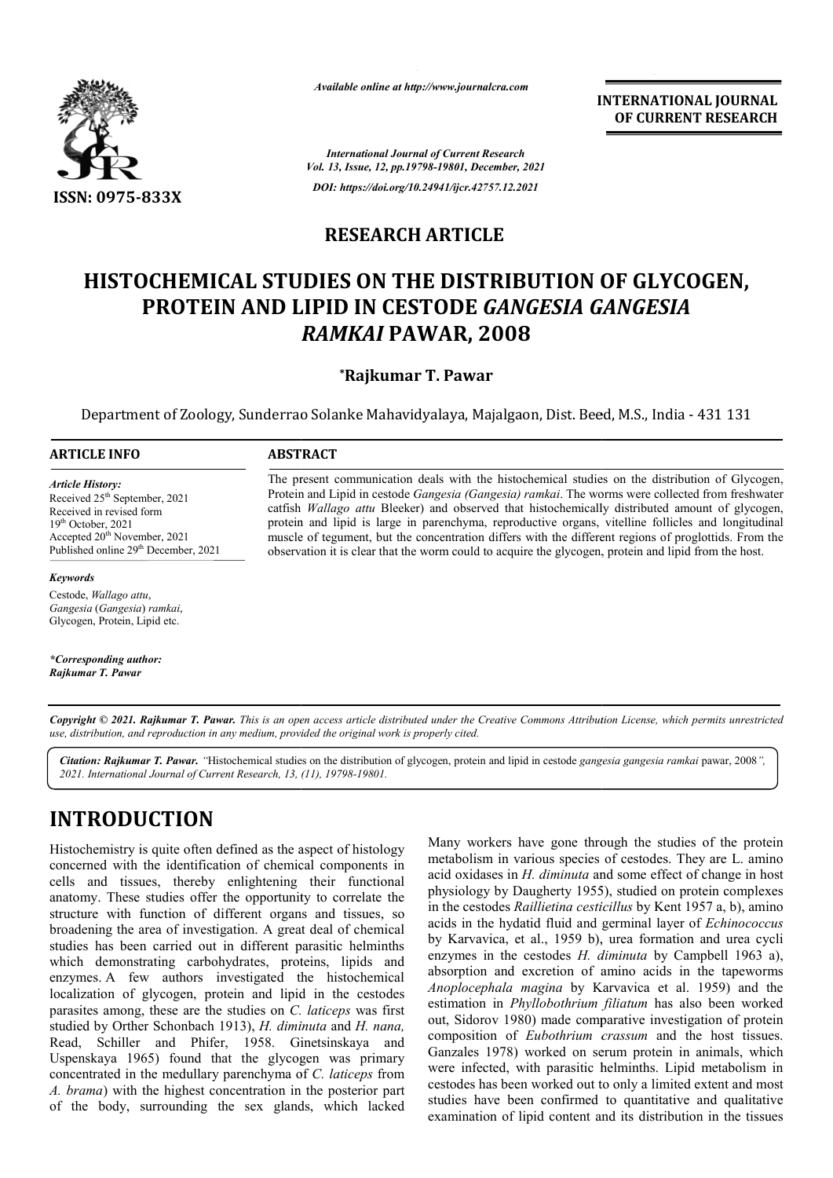*Available online at http://www.journalcra.com*

*International Journal of Current Research*
*Vol. 13, Issue, 12, pp.19798-19801, December, 2021*

*DOI: https://doi.org/10.24941/ijcr.42757.12.2021*

**INTERNATIONAL JOURNAL OF CURRENT RESEARCH**

ISSN: 0975-833X

**RESEARCH ARTICLE**

# HISTOCHEMICAL STUDIES ON THE DISTRIBUTION OF GLYCOGEN, PROTEIN AND LIPID IN CESTODE *GANGESIA GANGESIA RAMKAI* PAWAR, 2008

**\*Rajkumar T. Pawar**

Department of Zoology, Sunderrao Solanke Mahavidyalaya, Majalgaon, Dist. Beed, M.S., India - 431 131

**ARTICLE INFO**

*Article History:*
Received 25th September, 2021
Received in revised form
19th October, 2021
Accepted 20th November, 2021
Published online 29th December, 2021

*Keywords*

Cestode, *Wallago attu*, *Gangesia* (*Gangesia*) *ramkai*, Glycogen, Protein, Lipid etc.

*\*Corresponding author:*
*Rajkumar T. Pawar*

**ABSTRACT**

The present communication deals with the histochemical studies on the distribution of Glycogen, Protein and Lipid in cestode *Gangesia (Gangesia) ramkai*. The worms were collected from freshwater catfish *Wallago attu* Bleeker) and observed that histochemically distributed amount of glycogen, protein and lipid is large in parenchyma, reproductive organs, vitelline follicles and longitudinal muscle of tegument, but the concentration differs with the different regions of proglottids. From the observation it is clear that the worm could to acquire the glycogen, protein and lipid from the host.

***Copyright © 2021. Rajkumar T. Pawar.*** *This is an open access article distributed under the Creative Commons Attribution License, which permits unrestricted use, distribution, and reproduction in any medium, provided the original work is properly cited.*

***Citation: Rajkumar T. Pawar.*** *"Histochemical studies on the distribution of glycogen, protein and lipid in cestode gangesia gangesia ramkai pawar, 2008", 2021. International Journal of Current Research, 13, (11), 19798-19801.*

## INTRODUCTION

Histochemistry is quite often defined as the aspect of histology concerned with the identification of chemical components in cells and tissues, thereby enlightening their functional anatomy. These studies offer the opportunity to correlate the structure with function of different organs and tissues, so broadening the area of investigation. A great deal of chemical studies has been carried out in different parasitic helminths which demonstrating carbohydrates, proteins, lipids and enzymes. A few authors investigated the histochemical localization of glycogen, protein and lipid in the cestodes parasites among, these are the studies on *C. laticeps* was first studied by Orther Schonbach 1913), *H. diminuta* and *H. nana,* Read, Schiller and Phifer, 1958. Ginetsinskaya and Uspenskaya 1965) found that the glycogen was primary concentrated in the medullary parenchyma of *C. laticeps* from *A. brama*) with the highest concentration in the posterior part of the body, surrounding the sex glands, which lacked

Many workers have gone through the studies of the protein metabolism in various species of cestodes. They are L. amino acid oxidases in *H. diminuta* and some effect of change in host physiology by Daugherty 1955), studied on protein complexes in the cestodes *Raillietina cesticillus* by Kent 1957 a, b), amino acids in the hydatid fluid and germinal layer of *Echinococcus* by Karvavica, et al., 1959 b), urea formation and urea cycli enzymes in the cestodes *H. diminuta* by Campbell 1963 a), absorption and excretion of amino acids in the tapeworms *Anoplocephala magina* by Karvavica et al. 1959) and the estimation in *Phyllobothrium filiatum* has also been worked out, Sidorov 1980) made comparative investigation of protein composition of *Eubothrium crassum* and the host tissues. Ganzales 1978) worked on serum protein in animals, which were infected, with parasitic helminths. Lipid metabolism in cestodes has been worked out to only a limited extent and most studies have been confirmed to quantitative and qualitative examination of lipid content and its distribution in the tissues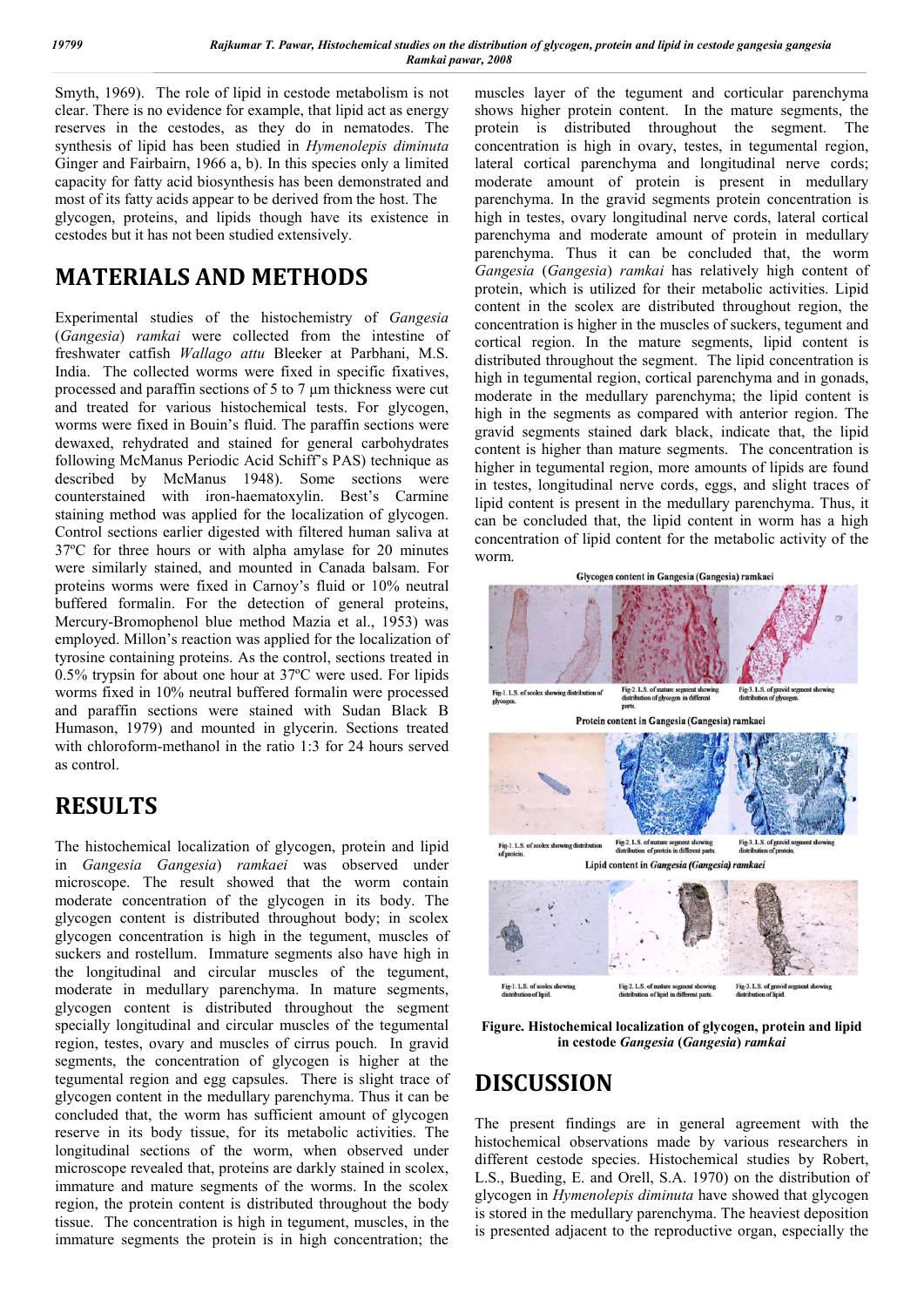Smyth, 1969). The role of lipid in cestode metabolism is not clear. There is no evidence for example, that lipid act as energy reserves in the cestodes, as they do in nematodes. The synthesis of lipid has been studied in *Hymenolepis diminuta* Ginger and Fairbairn, 1966 a, b). In this species only a limited capacity for fatty acid biosynthesis has been demonstrated and most of its fatty acids appear to be derived from the host. The glycogen, proteins, and lipids though have its existence in cestodes but it has not been studied extensively.

## MATERIALS AND METHODS

Experimental studies of the histochemistry of *Gangesia* (*Gangesia*) *ramkai* were collected from the intestine of freshwater catfish *Wallago attu* Bleeker at Parbhani, M.S. India. The collected worms were fixed in specific fixatives, processed and paraffin sections of 5 to 7 μm thickness were cut and treated for various histochemical tests. For glycogen, worms were fixed in Bouin's fluid. The paraffin sections were dewaxed, rehydrated and stained for general carbohydrates following McManus Periodic Acid Schiff's PAS) technique as described by McManus 1948). Some sections were counterstained with iron-haematoxylin. Best's Carmine staining method was applied for the localization of glycogen. Control sections earlier digested with filtered human saliva at 37ºC for three hours or with alpha amylase for 20 minutes were similarly stained, and mounted in Canada balsam. For proteins worms were fixed in Carnoy's fluid or 10% neutral buffered formalin. For the detection of general proteins, Mercury-Bromophenol blue method Mazia et al., 1953) was employed. Millon's reaction was applied for the localization of tyrosine containing proteins. As the control, sections treated in 0.5% trypsin for about one hour at 37ºC were used. For lipids worms fixed in 10% neutral buffered formalin were processed and paraffin sections were stained with Sudan Black B Humason, 1979) and mounted in glycerin. Sections treated with chloroform-methanol in the ratio 1:3 for 24 hours served as control.

## RESULTS

The histochemical localization of glycogen, protein and lipid in *Gangesia Gangesia*) *ramkaei* was observed under microscope. The result showed that the worm contain moderate concentration of the glycogen in its body. The glycogen content is distributed throughout body; in scolex glycogen concentration is high in the tegument, muscles of suckers and rostellum. Immature segments also have high in the longitudinal and circular muscles of the tegument, moderate in medullary parenchyma. In mature segments, glycogen content is distributed throughout the segment specially longitudinal and circular muscles of the tegumental region, testes, ovary and muscles of cirrus pouch. In gravid segments, the concentration of glycogen is higher at the tegumental region and egg capsules. There is slight trace of glycogen content in the medullary parenchyma. Thus it can be concluded that, the worm has sufficient amount of glycogen reserve in its body tissue, for its metabolic activities. The longitudinal sections of the worm, when observed under microscope revealed that, proteins are highly stained in scolex, immature and mature segments of the worms. In the scolex region, the protein content is distributed throughout the body tissue. The concentration is high in tegument, muscles, in the immature segments the protein is in high concentration; the muscles layer of the tegument and corticular parenchyma shows higher protein content. In the mature segments, the protein is distributed throughout the segment. The concentration is high in ovary, testes, in tegumental region, lateral cortical parenchyma and longitudinal nerve cords; moderate amount of protein is present in medullary parenchyma. In the gravid segments protein concentration is high in testes, ovary longitudinal nerve cords, lateral cortical parenchyma and moderate amount of protein in medullary parenchyma. Thus it can be concluded that, the worm *Gangesia* (*Gangesia*) *ramkai* has relatively high content of protein, which is utilized for their metabolic activities. Lipid content in the scolex are distributed throughout region, the concentration is higher in the muscles of suckers, tegument and cortical region. In the mature segments, lipid content is distributed throughout the segment. The lipid concentration is high in tegumental region, cortical parenchyma and in gonads, moderate in the medullary parenchyma; the lipid content is high in the segments as compared with anterior region. The gravid segments stained dark black, indicate that, the lipid content is higher than mature segments. The concentration is higher in tegumental region, more amounts of lipids are found in testes, longitudinal nerve cords, eggs, and slight traces of lipid content is present in the medullary parenchyma. Thus, it can be concluded that, the lipid content in worm has a high concentration of lipid content for the metabolic activity of the worm.

Glycogen content in Gangesia (Gangesia) ramkaei

Fig-1. L.S. of scolex showing distribution of glycogen.

Fig-2. L.S. of mature segment showing distribution of glycogen in different parts.

Fig-3. L.S. of gravid segment showing distribution of glycogen.

Protein content in Gangesia (Gangesia) ramkaei

Fig-1. L.S. of scolex showing distribution of protein.

Fig-2. L.S. of mature segment showing distribution of protein in different parts.

Fig-3. L.S. of gravid segment showing distribution of protein.

Lipid content in *Gangesia (Gangesia) ramkaei*

Fig-1. L.S. of scolex showing distribution of lipid.

Fig-2. L.S. of mature segment showing distribution of lipid in different parts.

Fig-3. L.S. of gravid segment showing distribution of lipid.

**Figure. Histochemical localization of glycogen, protein and lipid in cestode *Gangesia* (*Gangesia*) *ramkai***

## DISCUSSION

The present findings are in general agreement with the histochemical observations made by various researchers in different cestode species. Histochemical studies by Robert, L.S., Bueding, E. and Orell, S.A. 1970) on the distribution of glycogen in *Hymenolepis diminuta* have showed that glycogen is stored in the medullary parenchyma. The heaviest deposition is presented adjacent to the reproductive organ, especially the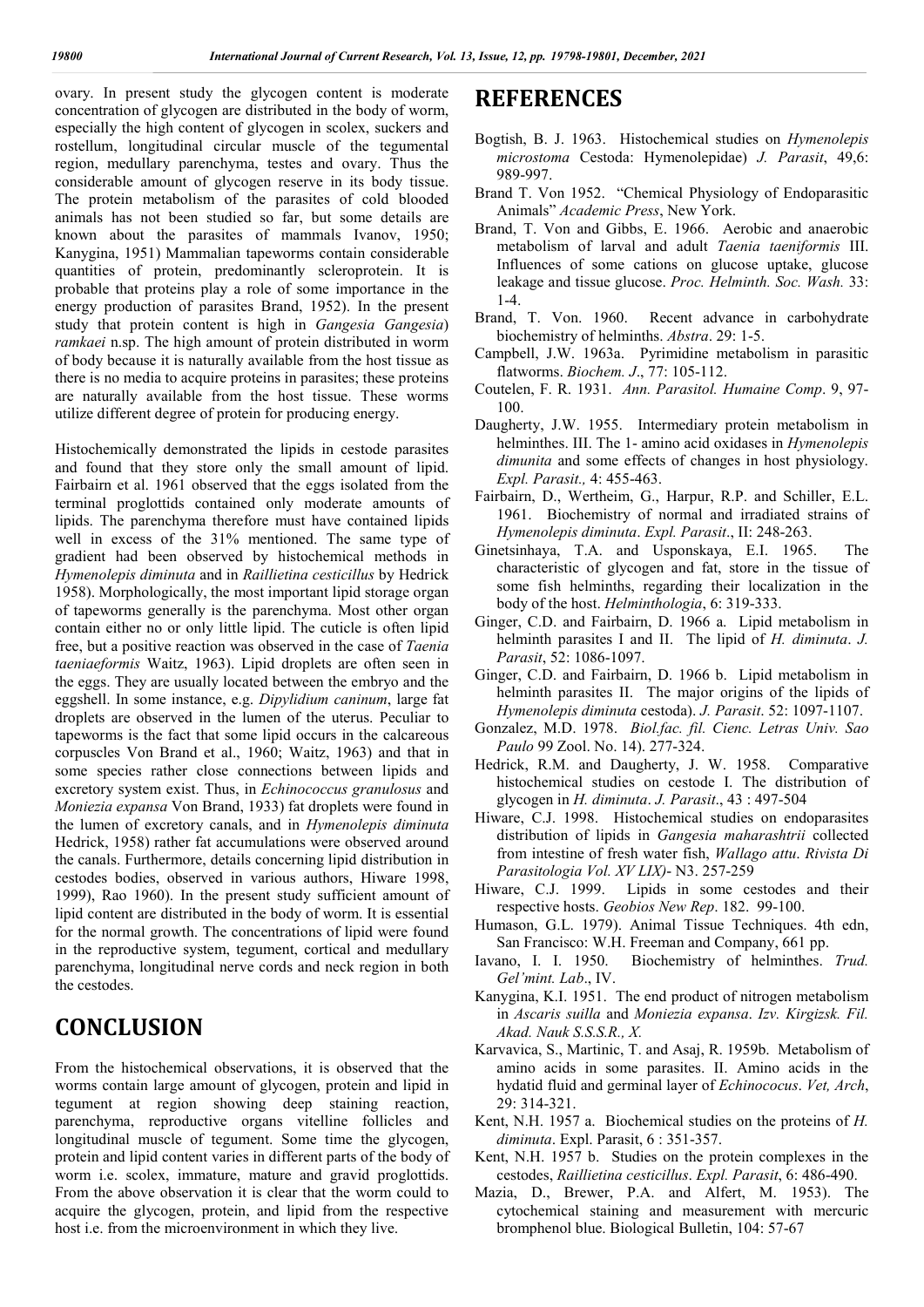ovary. In present study the glycogen content is moderate concentration of glycogen are distributed in the body of worm, especially the high content of glycogen in scolex, suckers and rostellum, longitudinal circular muscle of the tegumental region, medullary parenchyma, testes and ovary. Thus the considerable amount of glycogen reserve in its body tissue. The protein metabolism of the parasites of cold blooded animals has not been studied so far, but some details are known about the parasites of mammals Ivanov, 1950; Kanygina, 1951) Mammalian tapeworms contain considerable quantities of protein, predominantly scleroprotein. It is probable that proteins play a role of some importance in the energy production of parasites Brand, 1952). In the present study that protein content is high in *Gangesia Gangesia*) *ramkaei* n.sp. The high amount of protein distributed in worm of body because it is naturally available from the host tissue as there is no media to acquire proteins in parasites; these proteins are naturally available from the host tissue. These worms utilize different degree of protein for producing energy.

Histochemically demonstrated the lipids in cestode parasites and found that they store only the small amount of lipid. Fairbairn et al. 1961 observed that the eggs isolated from the terminal proglottids contained only moderate amounts of lipids. The parenchyma therefore must have contained lipids well in excess of the 31% mentioned. The same type of gradient had been observed by histochemical methods in *Hymenolepis diminuta* and in *Raillietina cesticillus* by Hedrick 1958). Morphologically, the most important lipid storage organ of tapeworms generally is the parenchyma. Most other organ contain either no or only little lipid. The cuticle is often lipid free, but a positive reaction was observed in the case of *Taenia taeniaeformis* Waitz, 1963). Lipid droplets are often seen in the eggs. They are usually located between the embryo and the eggshell. In some instance, e.g. *Dipylidium caninum*, large fat droplets are observed in the lumen of the uterus. Peculiar to tapeworms is the fact that some lipid occurs in the calcareous corpuscles Von Brand et al., 1960; Waitz, 1963) and that in some species rather close connections between lipids and excretory system exist. Thus, in *Echinococcus granulosus* and *Moniezia expansa* Von Brand, 1933) fat droplets were found in the lumen of excretory canals, and in *Hymenolepis diminuta* Hedrick, 1958) rather fat accumulations were observed around the canals. Furthermore, details concerning lipid distribution in cestodes bodies, observed in various authors, Hiware 1998, 1999), Rao 1960). In the present study sufficient amount of lipid content are distributed in the body of worm. It is essential for the normal growth. The concentrations of lipid were found in the reproductive system, tegument, cortical and medullary parenchyma, longitudinal nerve cords and neck region in both the cestodes.

# CONCLUSION

From the histochemical observations, it is observed that the worms contain large amount of glycogen, protein and lipid in tegument at region showing deep staining reaction, parenchyma, reproductive organs vitelline follicles and longitudinal muscle of tegument. Some time the glycogen, protein and lipid content varies in different parts of the body of worm i.e. scolex, immature, mature and gravid proglottids. From the above observation it is clear that the worm could to acquire the glycogen, protein, and lipid from the respective host i.e. from the microenvironment in which they live.

# REFERENCES

Bogtish, B. J. 1963. Histochemical studies on *Hymenolepis microstoma* Cestoda: Hymenolepidae) *J. Parasit*, 49,6: 989-997.

Brand T. Von 1952. "Chemical Physiology of Endoparasitic Animals" *Academic Press*, New York.

Brand, T. Von and Gibbs, E. 1966. Aerobic and anaerobic metabolism of larval and adult *Taenia taeniformis* III. Influences of some cations on glucose uptake, glucose leakage and tissue glucose. *Proc. Helminth. Soc. Wash.* 33: 1-4.

Brand, T. Von. 1960. Recent advance in carbohydrate biochemistry of helminths. *Abstra*. 29: 1-5.

Campbell, J.W. 1963a. Pyrimidine metabolism in parasitic flatworms. *Biochem. J*., 77: 105-112.

Coutelen, F. R. 1931. *Ann. Parasitol. Humaine Comp*. 9, 97-100.

Daugherty, J.W. 1955. Intermediary protein metabolism in helminthes. III. The 1- amino acid oxidases in *Hymenolepis dimunita* and some effects of changes in host physiology. *Expl. Parasit.,* 4: 455-463.

Fairbairn, D., Wertheim, G., Harpur, R.P. and Schiller, E.L. 1961. Biochemistry of normal and irradiated strains of *Hymenolepis diminuta*. *Expl. Parasit*., II: 248-263.

Ginetsinhaya, T.A. and Usponskaya, E.I. 1965. The characteristic of glycogen and fat, store in the tissue of some fish helminths, regarding their localization in the body of the host. *Helminthologia*, 6: 319-333.

Ginger, C.D. and Fairbairn, D. 1966 a. Lipid metabolism in helminth parasites I and II. The lipid of *H. diminuta*. *J. Parasit*, 52: 1086-1097.

Ginger, C.D. and Fairbairn, D. 1966 b. Lipid metabolism in helminth parasites II. The major origins of the lipids of *Hymenolepis diminuta* cestoda). *J. Parasit*. 52: 1097-1107.

Gonzalez, M.D. 1978. *Biol,fac. fil. Cienc. Letras Univ. Sao Paulo* 99 Zool. No. 14). 277-324.

Hedrick, R.M. and Daugherty, J. W. 1958. Comparative histochemical studies on cestode I. The distribution of glycogen in *H. diminuta*. *J. Parasit*., 43 : 497-504

Hiware, C.J. 1998. Histochemical studies on endoparasites distribution of lipids in *Gangesia maharashtrii* collected from intestine of fresh water fish, *Wallago attu*. *Rivista Di Parasitologia Vol. XV LIX)*- N3. 257-259

Hiware, C.J. 1999. Lipids in some cestodes and their respective hosts. *Geobios New Rep*. 182. 99-100.

Humason, G.L. 1979). Animal Tissue Techniques. 4th edn, San Francisco: W.H. Freeman and Company, 661 pp.

Iavano, I. I. 1950. Biochemistry of helminthes. *Trud. Gel'mint. Lab*., IV.

Kanygina, K.I. 1951. The end product of nitrogen metabolism in *Ascaris suilla* and *Moniezia expansa*. *Izv. Kirgizsk. Fil. Akad. Nauk S.S.S.R., X.*

Karvavica, S., Martinic, T. and Asaj, R. 1959b. Metabolism of amino acids in some parasites. II. Amino acids in the hydatid fluid and germinal layer of *Echinococus*. *Vet, Arch*, 29: 314-321.

Kent, N.H. 1957 a. Biochemical studies on the proteins of *H. diminuta*. Expl. Parasit, 6 : 351-357.

Kent, N.H. 1957 b. Studies on the protein complexes in the cestodes, *Raillietina cesticillus*. *Expl. Parasit*, 6: 486-490.

Mazia, D., Brewer, P.A. and Alfert, M. 1953). The cytochemical staining and measurement with mercuric bromphenol blue. Biological Bulletin, 104: 57-67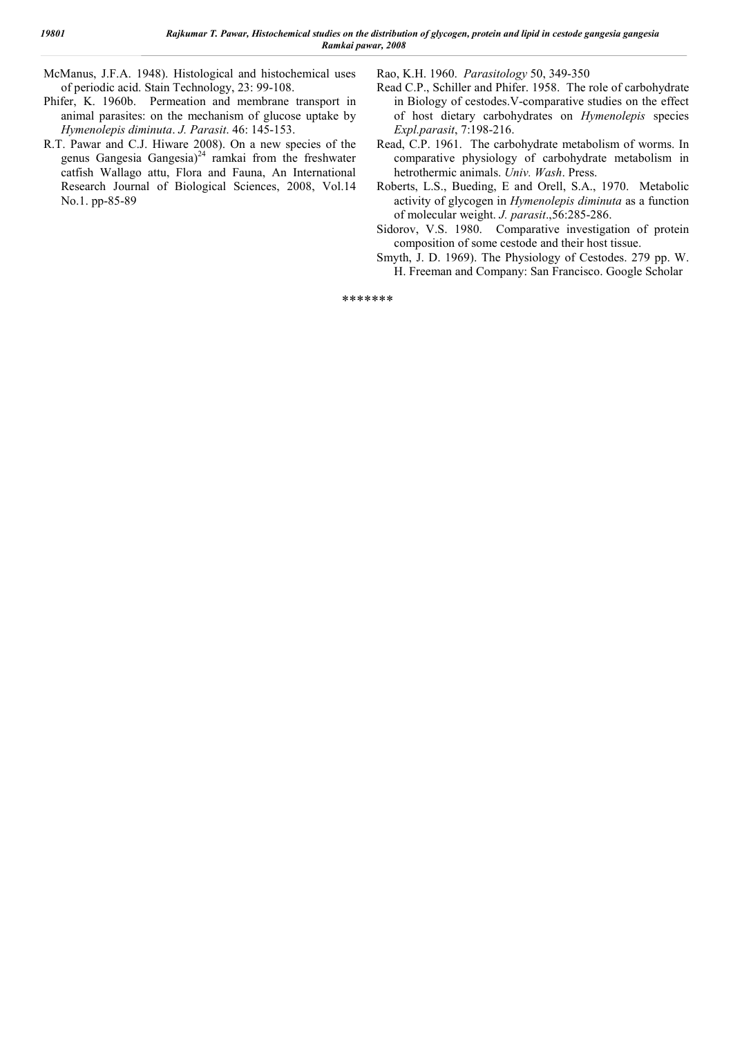McManus, J.F.A. 1948). Histological and histochemical uses of periodic acid. Stain Technology, 23: 99-108.

Phifer, K. 1960b. Permeation and membrane transport in animal parasites: on the mechanism of glucose uptake by *Hymenolepis diminuta*. *J. Parasit*. 46: 145-153.

R.T. Pawar and C.J. Hiware 2008). On a new species of the genus Gangesia Gangesia)[24] ramkai from the freshwater catfish Wallago attu, Flora and Fauna, An International Research Journal of Biological Sciences, 2008, Vol.14 No.1. pp-85-89

Rao, K.H. 1960. *Parasitology* 50, 349-350

Read C.P., Schiller and Phifer. 1958. The role of carbohydrate in Biology of cestodes.V-comparative studies on the effect of host dietary carbohydrates on *Hymenolepis* species *Expl.parasit*, 7:198-216.

Read, C.P. 1961. The carbohydrate metabolism of worms. In comparative physiology of carbohydrate metabolism in hetrothermic animals. *Univ. Wash*. Press.

Roberts, L.S., Bueding, E and Orell, S.A., 1970. Metabolic activity of glycogen in *Hymenolepis diminuta* as a function of molecular weight. *J. parasit*.,56:285-286.

Sidorov, V.S. 1980. Comparative investigation of protein composition of some cestode and their host tissue.

Smyth, J. D. 1969). The Physiology of Cestodes. 279 pp. W. H. Freeman and Company: San Francisco. Google Scholar

*******